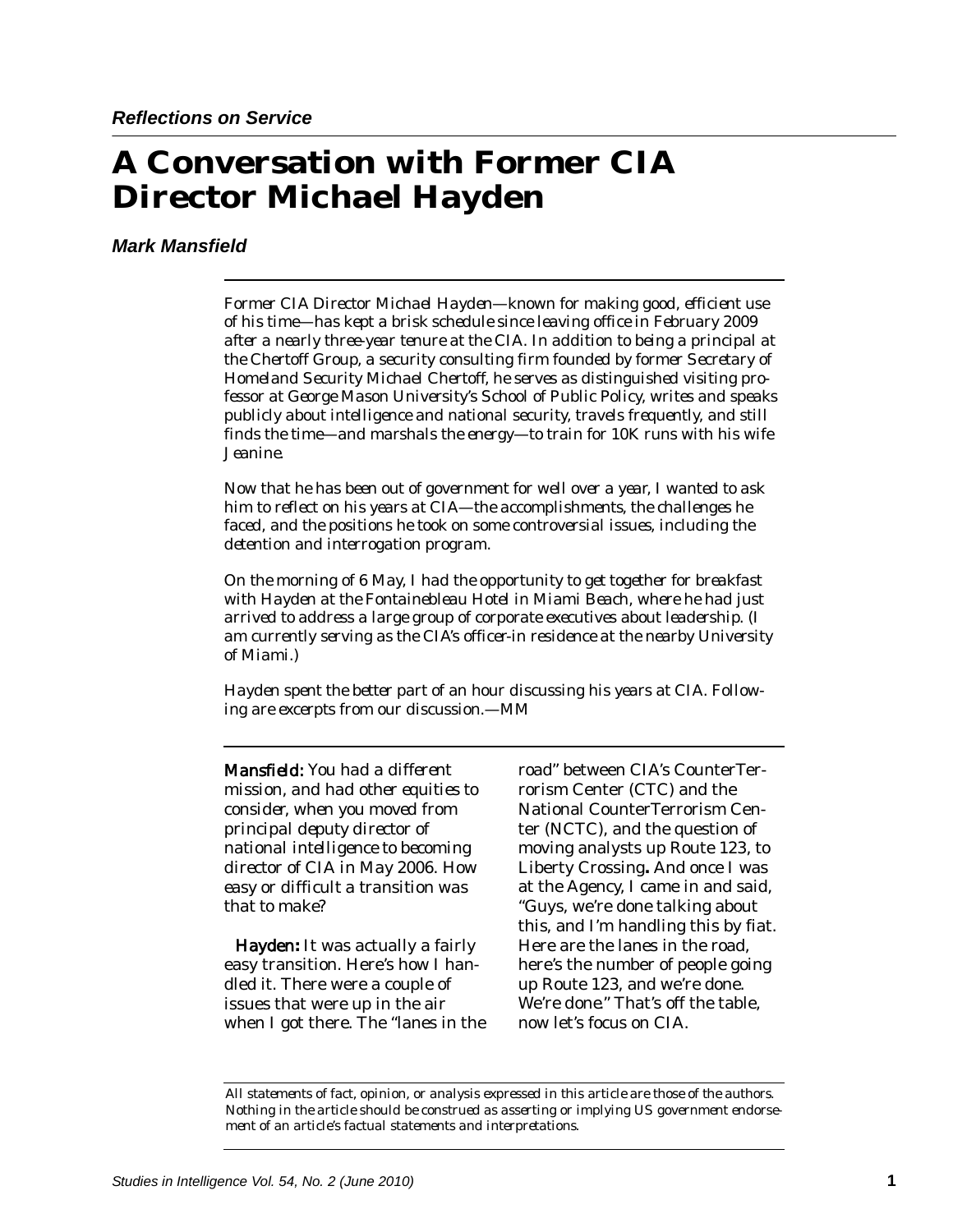*Reflections on Service*

# A Conversation with Former CIA Director Michael Hayden

***Mark Mansfield***

*Former CIA Director Michael Hayden—known for making good, efficient use of his time—has kept a brisk schedule since leaving office in February 2009 after a nearly three-year tenure at the CIA. In addition to being a principal at the Chertoff Group, a security consulting firm founded by former Secretary of Homeland Security Michael Chertoff, he serves as distinguished visiting professor at George Mason University's School of Public Policy, writes and speaks publicly about intelligence and national security, travels frequently, and still finds the time—and marshals the energy—to train for 10K runs with his wife Jeanine.*

*Now that he has been out of government for well over a year, I wanted to ask him to reflect on his years at CIA—the accomplishments, the challenges he faced, and the positions he took on some controversial issues, including the detention and interrogation program.*

*On the morning of 6 May, I had the opportunity to get together for breakfast with Hayden at the Fontainebleau Hotel in Miami Beach, where he had just arrived to address a large group of corporate executives about leadership. (I am currently serving as the CIA's officer-in residence at the nearby University of Miami.)*

*Hayden spent the better part of an hour discussing his years at CIA. Following are excerpts from our discussion.—MM*

**Mansfield:** *You had a different mission, and had other equities to consider, when you moved from principal deputy director of national intelligence to becoming director of CIA in May 2006. How easy or difficult a transition was that to make?*

**Hayden:** It was actually a fairly easy transition. Here's how I handled it. There were a couple of issues that were up in the air when I got there. The "lanes in the road" between CIA's CounterTerrorism Center (CTC) and the National CounterTerrorism Center (NCTC), and the question of moving analysts up Route 123, to Liberty Crossing**.** And once I was at the Agency, I came in and said, "Guys, we're done talking about this, and I'm handling this by fiat. Here are the lanes in the road, here's the number of people going up Route 123, and we're done. We're done." That's off the table, now let's focus on CIA.

All statements of fact, opinion, or analysis expressed in this article are those of the authors. Nothing in the article should be construed as asserting or implying US government endorsement of an article's factual statements and interpretations.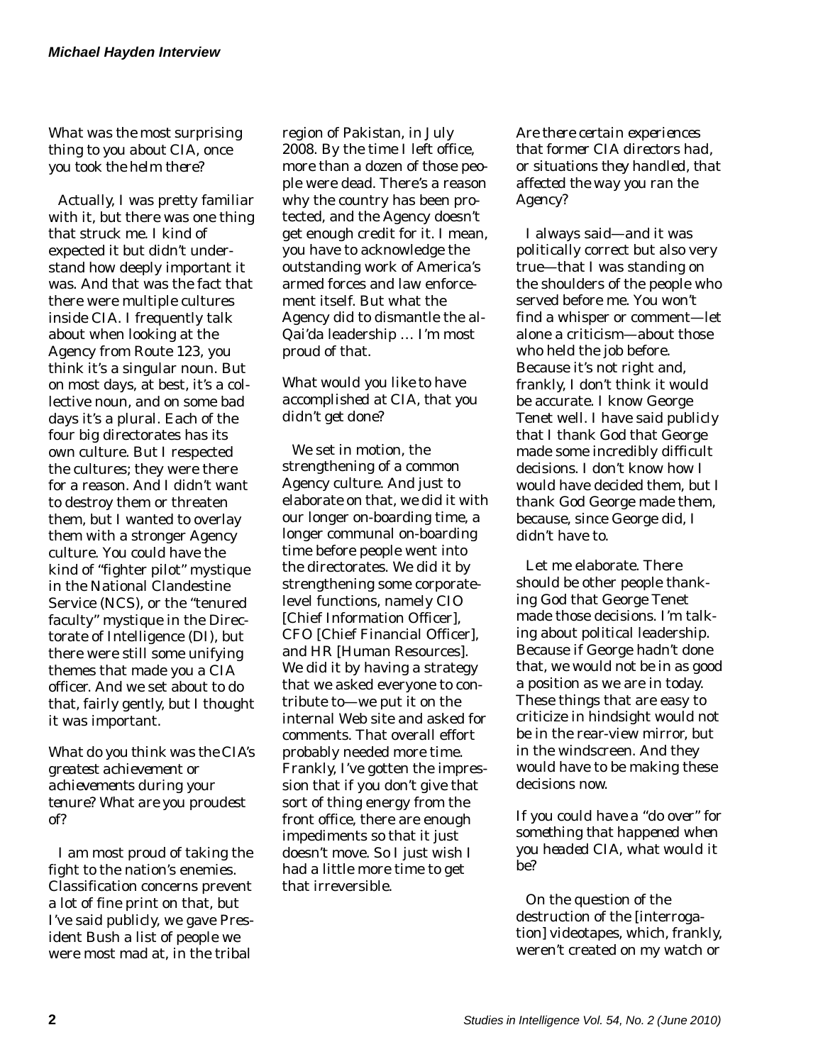*What was the most surprising thing to you about CIA, once you took the helm there?*

Actually, I was pretty familiar with it, but there was one thing that struck me. I kind of expected it but didn't understand how deeply important it was. And that was the fact that there were multiple cultures inside CIA. I frequently talk about when looking at the Agency from Route 123, you think it's a singular noun. But on most days, at best, it's a collective noun, and on some bad days it's a plural. Each of the four big directorates has its own culture. But I respected the cultures; they were there for a reason. And I didn't want to destroy them or threaten them, but I wanted to overlay them with a stronger Agency culture. You could have the kind of "fighter pilot" mystique in the National Clandestine Service (NCS), or the "tenured faculty" mystique in the Directorate of Intelligence (DI), but there were still some unifying themes that made you a CIA officer. And we set about to do that, fairly gently, but I thought it was important.

*What do you think was the CIA's greatest achievement or achievements during your tenure? What are you proudest of?*

I am most proud of taking the fight to the nation's enemies. Classification concerns prevent a lot of fine print on that, but I've said publicly, we gave President Bush a list of people we were most mad at, in the tribal region of Pakistan, in July 2008. By the time I left office, more than a dozen of those people were dead. There's a reason why the country has been protected, and the Agency doesn't get enough credit for it. I mean, you have to acknowledge the outstanding work of America's armed forces and law enforcement itself. But what the Agency did to dismantle the al-Qai'da leadership … I'm most proud of that.

*What would you like to have accomplished at CIA, that you didn't get done?*

We set in motion, the strengthening of a common Agency culture. And just to elaborate on that, we did it with our longer on-boarding time, a longer communal on-boarding time before people went into the directorates. We did it by strengthening some corporate-level functions, namely CIO [Chief Information Officer], CFO [Chief Financial Officer], and HR [Human Resources]. We did it by having a strategy that we asked everyone to contribute to—we put it on the internal Web site and asked for comments. That overall effort probably needed more time. Frankly, I've gotten the impression that if you don't give that sort of thing energy from the front office, there are enough impediments so that it just doesn't move. So I just wish I had a little more time to get that irreversible.

*Are there certain experiences that former CIA directors had, or situations they handled, that affected the way you ran the Agency?*

I always said—and it was politically correct but also very true—that I was standing on the shoulders of the people who served before me. You won't find a whisper or comment—let alone a criticism—about those who held the job before. Because it's not right and, frankly, I don't think it would be accurate. I know George Tenet well. I have said publicly that I thank God that George made some incredibly difficult decisions. I don't know how I would have decided them, but I thank God George made them, because, since George did, I didn't have to.

Let me elaborate. There should be other people thanking God that George Tenet made those decisions. I'm talking about political leadership. Because if George hadn't done that, we would not be in as good a position as we are in today. These things that are easy to criticize in hindsight would not be in the rear-view mirror, but in the windscreen. And they would have to be making these decisions now.

*If you could have a "do over" for something that happened when you headed CIA, what would it be?*

On the question of the destruction of the [interrogation] videotapes, which, frankly, weren't created on my watch or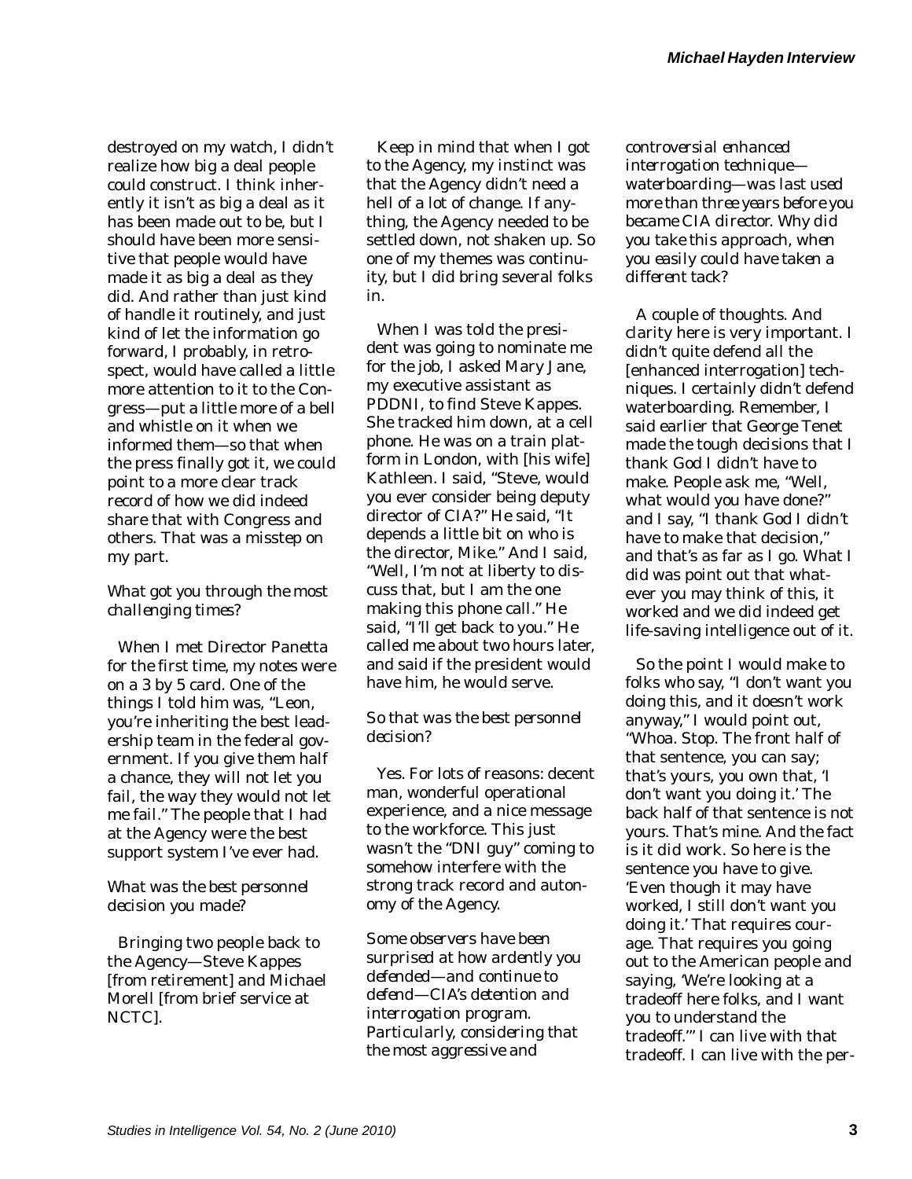destroyed on my watch, I didn't realize how big a deal people could construct. I think inherently it isn't as big a deal as it has been made out to be, but I should have been more sensitive that people would have made it as big a deal as they did. And rather than just kind of handle it routinely, and just kind of let the information go forward, I probably, in retrospect, would have called a little more attention to it to the Congress—put a little more of a bell and whistle on it when we informed them—so that when the press finally got it, we could point to a more clear track record of how we did indeed share that with Congress and others. That was a misstep on my part.

*What got you through the most challenging times?*

When I met Director Panetta for the first time, my notes were on a 3 by 5 card. One of the things I told him was, "Leon, you're inheriting the best leadership team in the federal government. If you give them half a chance, they will not let you fail, the way they would not let me fail." The people that I had at the Agency were the best support system I've ever had.

*What was the best personnel decision you made?*

Bringing two people back to the Agency—Steve Kappes [from retirement] and Michael Morell [from brief service at NCTC].

Keep in mind that when I got to the Agency, my instinct was that the Agency didn't need a hell of a lot of change. If anything, the Agency needed to be settled down, not shaken up. So one of my themes was continuity, but I did bring several folks in.

When I was told the president was going to nominate me for the job, I asked Mary Jane, my executive assistant as PDDNI, to find Steve Kappes. She tracked him down, at a cell phone. He was on a train platform in London, with [his wife] Kathleen. I said, "Steve, would you ever consider being deputy director of CIA?" He said, "It depends a little bit on who is the director, Mike." And I said, "Well, I'm not at liberty to discuss that, but I am the one making this phone call." He said, "I'll get back to you." He called me about two hours later, and said if the president would have him, he would serve.

*So that was the best personnel decision?*

Yes. For lots of reasons: decent man, wonderful operational experience, and a nice message to the workforce. This just wasn't the "DNI guy" coming to somehow interfere with the strong track record and autonomy of the Agency.

*Some observers have been surprised at how ardently you defended—and continue to defend—CIA's detention and interrogation program. Particularly, considering that the most aggressive and controversial enhanced interrogation technique—waterboarding—was last used more than three years before you became CIA director. Why did you take this approach, when you easily could have taken a different tack?*

A couple of thoughts. And clarity here is very important. I didn't quite defend all the [enhanced interrogation] techniques. I certainly didn't defend waterboarding. Remember, I said earlier that George Tenet made the tough decisions that I thank God I didn't have to make. People ask me, "Well, what would you have done?" and I say, "I thank God I didn't have to make that decision," and that's as far as I go. What I did was point out that whatever you may think of this, it worked and we did indeed get life-saving intelligence out of it.

So the point I would make to folks who say, "I don't want you doing this, and it doesn't work anyway," I would point out, "Whoa. Stop. The front half of that sentence, you can say; that's yours, you own that, 'I don't want you doing it.' The back half of that sentence is not yours. That's mine. And the fact is it did work. So here is the sentence you have to give. 'Even though it may have worked, I still don't want you doing it.' That requires courage. That requires you going out to the American people and saying, 'We're looking at a tradeoff here folks, and I want you to understand the tradeoff.'" I can live with that tradeoff. I can live with the per-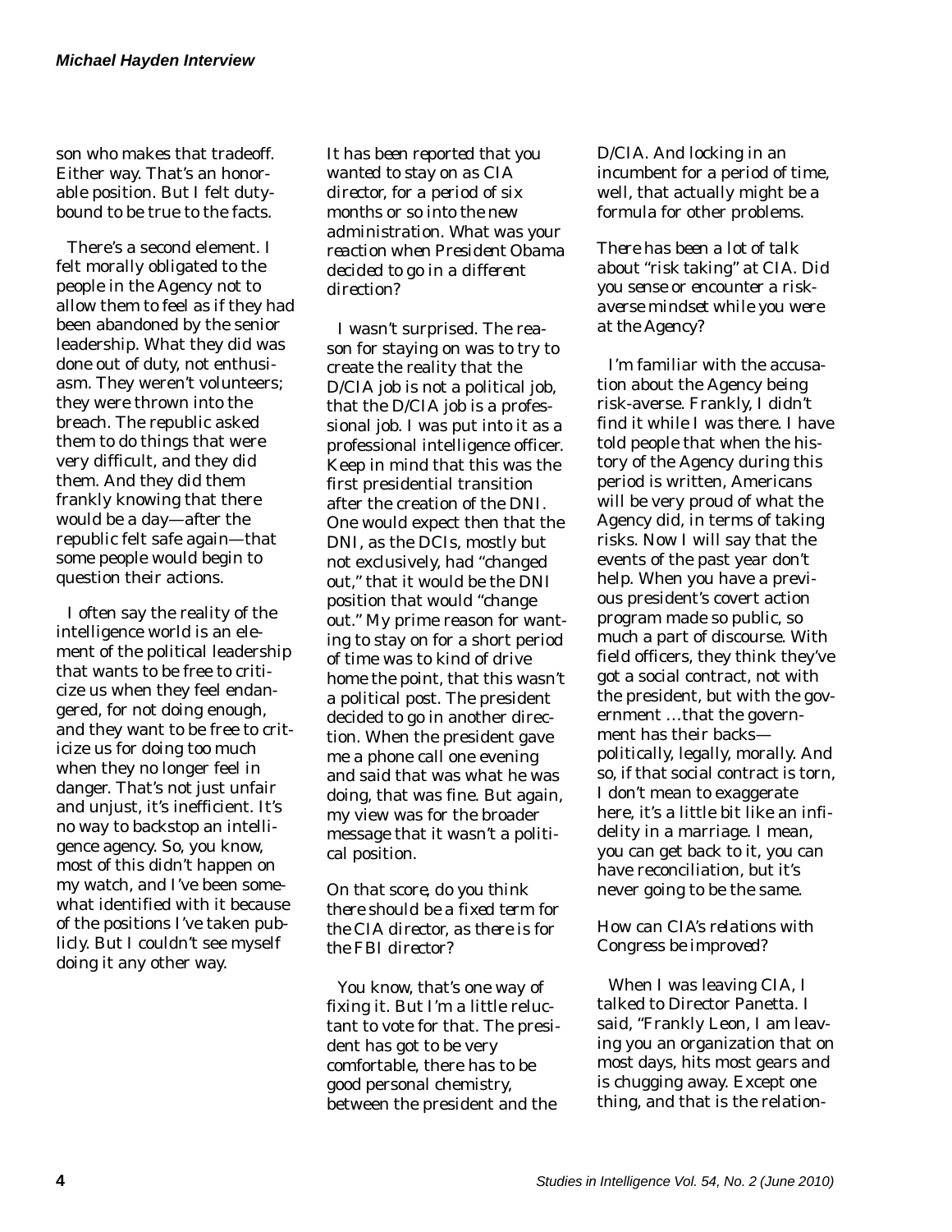son who makes that tradeoff. Either way. That's an honorable position. But I felt duty-bound to be true to the facts.

There's a second element. I felt morally obligated to the people in the Agency not to allow them to feel as if they had been abandoned by the senior leadership. What they did was done out of duty, not enthusiasm. They weren't volunteers; they were thrown into the breach. The republic asked them to do things that were very difficult, and they did them. And they did them frankly knowing that there would be a day—after the republic felt safe again—that some people would begin to question their actions.

I often say the reality of the intelligence world is an element of the political leadership that wants to be free to criticize us when they feel endangered, for not doing enough, and they want to be free to criticize us for doing too much when they no longer feel in danger. That's not just unfair and unjust, it's inefficient. It's no way to backstop an intelligence agency. So, you know, most of this didn't happen on my watch, and I've been somewhat identified with it because of the positions I've taken publicly. But I couldn't see myself doing it any other way.

*It has been reported that you wanted to stay on as CIA director, for a period of six months or so into the new administration. What was your reaction when President Obama decided to go in a different direction?*

I wasn't surprised. The reason for staying on was to try to create the reality that the D/CIA job is not a political job, that the D/CIA job is a professional job. I was put into it as a professional intelligence officer. Keep in mind that this was the first presidential transition after the creation of the DNI. One would expect then that the DNI, as the DCIs, mostly but not exclusively, had "changed out," that it would be the DNI position that would "change out." My prime reason for wanting to stay on for a short period of time was to kind of drive home the point, that this wasn't a political post. The president decided to go in another direction. When the president gave me a phone call one evening and said that was what he was doing, that was fine. But again, my view was for the broader message that it wasn't a political position.

*On that score, do you think there should be a fixed term for the CIA director, as there is for the FBI director?*

You know, that's one way of fixing it. But I'm a little reluctant to vote for that. The president has got to be very comfortable, there has to be good personal chemistry, between the president and the D/CIA. And locking in an incumbent for a period of time, well, that actually might be a formula for other problems.

*There has been a lot of talk about "risk taking" at CIA. Did you sense or encounter a risk-averse mindset while you were at the Agency?*

I'm familiar with the accusation about the Agency being risk-averse. Frankly, I didn't find it while I was there. I have told people that when the history of the Agency during this period is written, Americans will be very proud of what the Agency did, in terms of taking risks. Now I will say that the events of the past year don't help. When you have a previous president's covert action program made so public, so much a part of discourse. With field officers, they think they've got a social contract, not with the president, but with the government …that the government has their backs—politically, legally, morally. And so, if that social contract is torn, I don't mean to exaggerate here, it's a little bit like an infidelity in a marriage. I mean, you can get back to it, you can have reconciliation, but it's never going to be the same.

*How can CIA's relations with Congress be improved?*

When I was leaving CIA, I talked to Director Panetta. I said, "Frankly Leon, I am leaving you an organization that on most days, hits most gears and is chugging away. Except one thing, and that is the relation-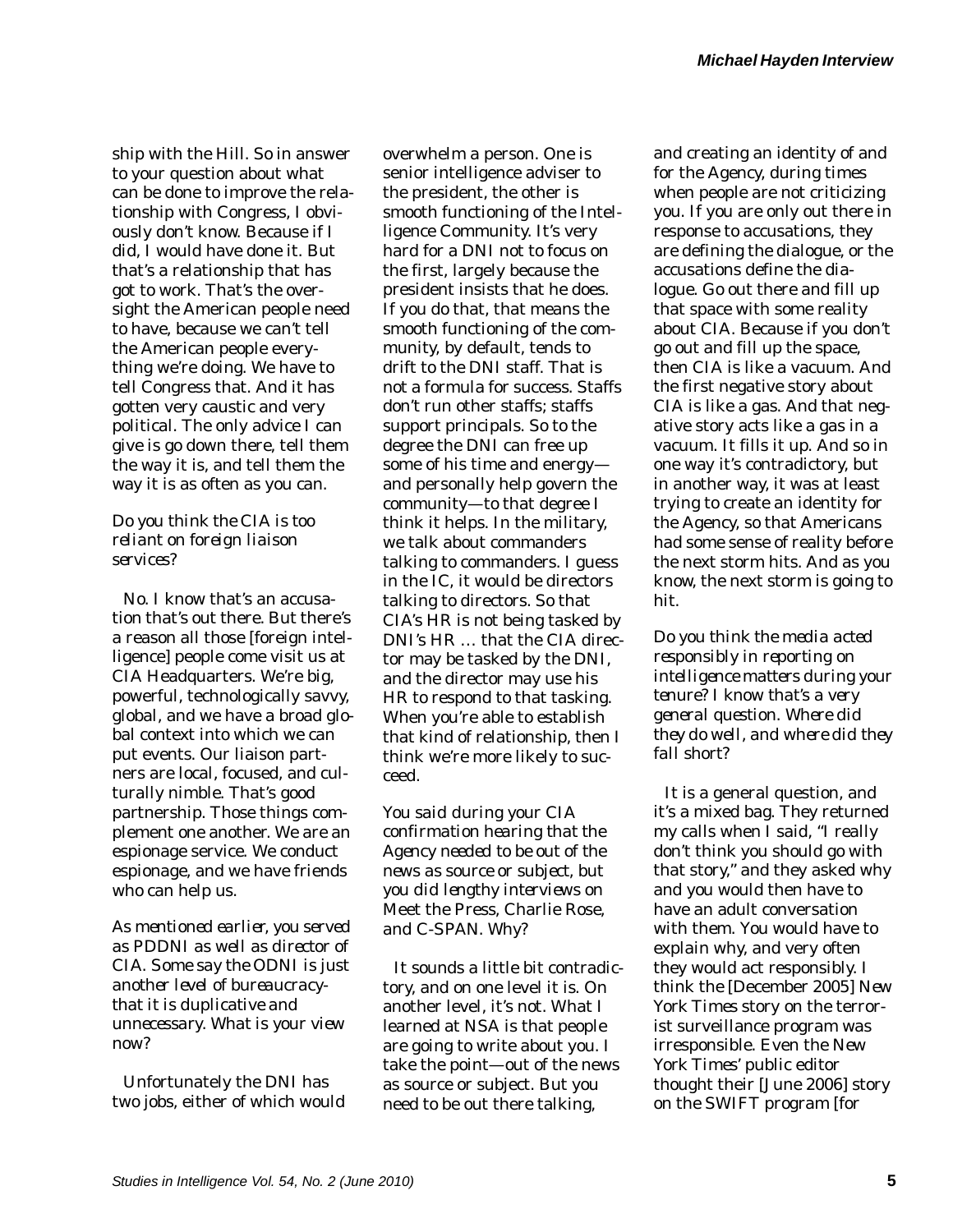ship with the Hill. So in answer to your question about what can be done to improve the relationship with Congress, I obviously don't know. Because if I did, I would have done it. But that's a relationship that has got to work. That's the oversight the American people need to have, because we can't tell the American people everything we're doing. We have to tell Congress that. And it has gotten very caustic and very political. The only advice I can give is go down there, tell them the way it is, and tell them the way it is as often as you can.

*Do you think the CIA is too reliant on foreign liaison services?*

No. I know that's an accusation that's out there. But there's a reason all those [foreign intelligence] people come visit us at CIA Headquarters. We're big, powerful, technologically savvy, global, and we have a broad global context into which we can put events. Our liaison partners are local, focused, and culturally nimble. That's good partnership. Those things complement one another. We are an espionage service. We conduct espionage, and we have friends who can help us.

*As mentioned earlier, you served as PDDNI as well as director of CIA. Some say the ODNI is just another level of bureaucracy-that it is duplicative and unnecessary. What is your view now?*

Unfortunately the DNI has two jobs, either of which would overwhelm a person. One is senior intelligence adviser to the president, the other is smooth functioning of the Intelligence Community. It's very hard for a DNI not to focus on the first, largely because the president insists that he does. If you do that, that means the smooth functioning of the community, by default, tends to drift to the DNI staff. That is not a formula for success. Staffs don't run other staffs; staffs support principals. So to the degree the DNI can free up some of his time and energy—and personally help govern the community—to that degree I think it helps. In the military, we talk about commanders talking to commanders. I guess in the IC, it would be directors talking to directors. So that CIA's HR is not being tasked by DNI's HR … that the CIA director may be tasked by the DNI, and the director may use his HR to respond to that tasking. When you're able to establish that kind of relationship, then I think we're more likely to succeed.

*You said during your CIA confirmation hearing that the Agency needed to be out of the news as source or subject, but you did lengthy interviews on Meet the Press, Charlie Rose, and C-SPAN. Why?*

It sounds a little bit contradictory, and on one level it is. On another level, it's not. What I learned at NSA is that people are going to write about you. I take the point—out of the news as source or subject. But you need to be out there talking, and creating an identity of and for the Agency, during times when people are not criticizing you. If you are only out there in response to accusations, they are defining the dialogue, or the accusations define the dialogue. Go out there and fill up that space with some reality about CIA. Because if you don't go out and fill up the space, then CIA is like a vacuum. And the first negative story about CIA is like a gas. And that negative story acts like a gas in a vacuum. It fills it up. And so in one way it's contradictory, but in another way, it was at least trying to create an identity for the Agency, so that Americans had some sense of reality before the next storm hits. And as you know, the next storm is going to hit.

*Do you think the media acted responsibly in reporting on intelligence matters during your tenure? I know that's a very general question. Where did they do well, and where did they fall short?*

It is a general question, and it's a mixed bag. They returned my calls when I said, "I really don't think you should go with that story," and they asked why and you would then have to have an adult conversation with them. You would have to explain why, and very often they would act responsibly. I think the [December 2005] *New York Times* story on the terrorist surveillance program was irresponsible. Even the *New York Times'* public editor thought their [June 2006] story on the SWIFT program [for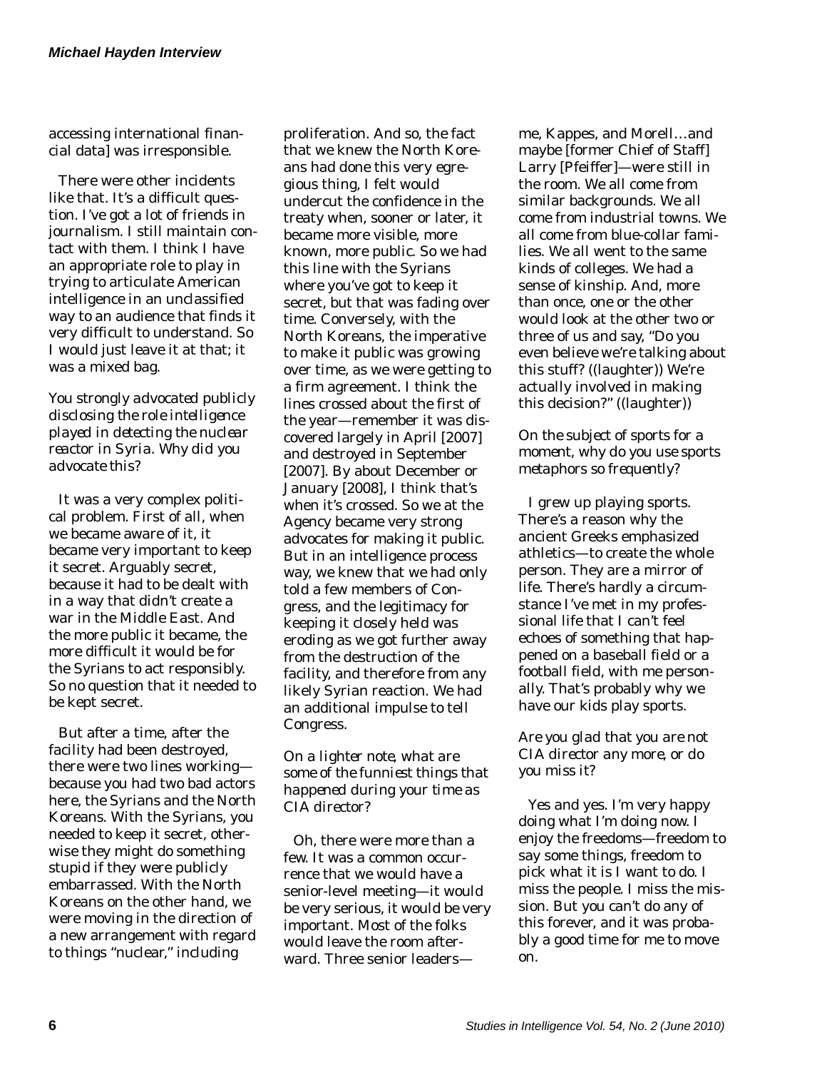accessing international financial data] was irresponsible.

There were other incidents like that. It's a difficult question. I've got a lot of friends in journalism. I still maintain contact with them. I think I have an appropriate role to play in trying to articulate American intelligence in an unclassified way to an audience that finds it very difficult to understand. So I would just leave it at that; it was a mixed bag.

*You strongly advocated publicly disclosing the role intelligence played in detecting the nuclear reactor in Syria. Why did you advocate this?*

It was a very complex political problem. First of all, when we became aware of it, it became very important to keep it secret. Arguably secret, because it had to be dealt with in a way that didn't create a war in the Middle East. And the more public it became, the more difficult it would be for the Syrians to act responsibly. So no question that it needed to be kept secret.

But after a time, after the facility had been destroyed, there were two lines working—because you had two bad actors here, the Syrians and the North Koreans. With the Syrians, you needed to keep it secret, otherwise they might do something stupid if they were publicly embarrassed. With the North Koreans on the other hand, we were moving in the direction of a new arrangement with regard to things "nuclear," including proliferation. And so, the fact that we knew the North Koreans had done this very egregious thing, I felt would undercut the confidence in the treaty when, sooner or later, it became more visible, more known, more public. So we had this line with the Syrians where you've got to keep it secret, but that was fading over time. Conversely, with the North Koreans, the imperative to make it public was growing over time, as we were getting to a firm agreement. I think the lines crossed about the first of the year—remember it was discovered largely in April [2007] and destroyed in September [2007]. By about December or January [2008], I think that's when it's crossed. So we at the Agency became very strong advocates for making it public. But in an intelligence process way, we knew that we had only told a few members of Congress, and the legitimacy for keeping it closely held was eroding as we got further away from the destruction of the facility, and therefore from any likely Syrian reaction. We had an additional impulse to tell Congress.

*On a lighter note, what are some of the funniest things that happened during your time as CIA director?*

Oh, there were more than a few. It was a common occurrence that we would have a senior-level meeting—it would be very serious, it would be very important. Most of the folks would leave the room afterward. Three senior leaders—me, Kappes, and Morell…and maybe [former Chief of Staff] Larry [Pfeiffer]—were still in the room. We all come from similar backgrounds. We all come from industrial towns. We all come from blue-collar families. We all went to the same kinds of colleges. We had a sense of kinship. And, more than once, one or the other would look at the other two or three of us and say, "Do you even believe we're talking about this stuff? ((laughter)) We're actually involved in making this decision?" ((laughter))

*On the subject of sports for a moment, why do you use sports metaphors so frequently?*

I grew up playing sports. There's a reason why the ancient Greeks emphasized athletics—to create the whole person. They are a mirror of life. There's hardly a circumstance I've met in my professional life that I can't feel echoes of something that happened on a baseball field or a football field, with me personally. That's probably why we have our kids play sports.

*Are you glad that you are not CIA director any more, or do you miss it?*

Yes and yes. I'm very happy doing what I'm doing now. I enjoy the freedoms—freedom to say some things, freedom to pick what it is I want to do. I miss the people. I miss the mission. But you can't do any of this forever, and it was probably a good time for me to move on.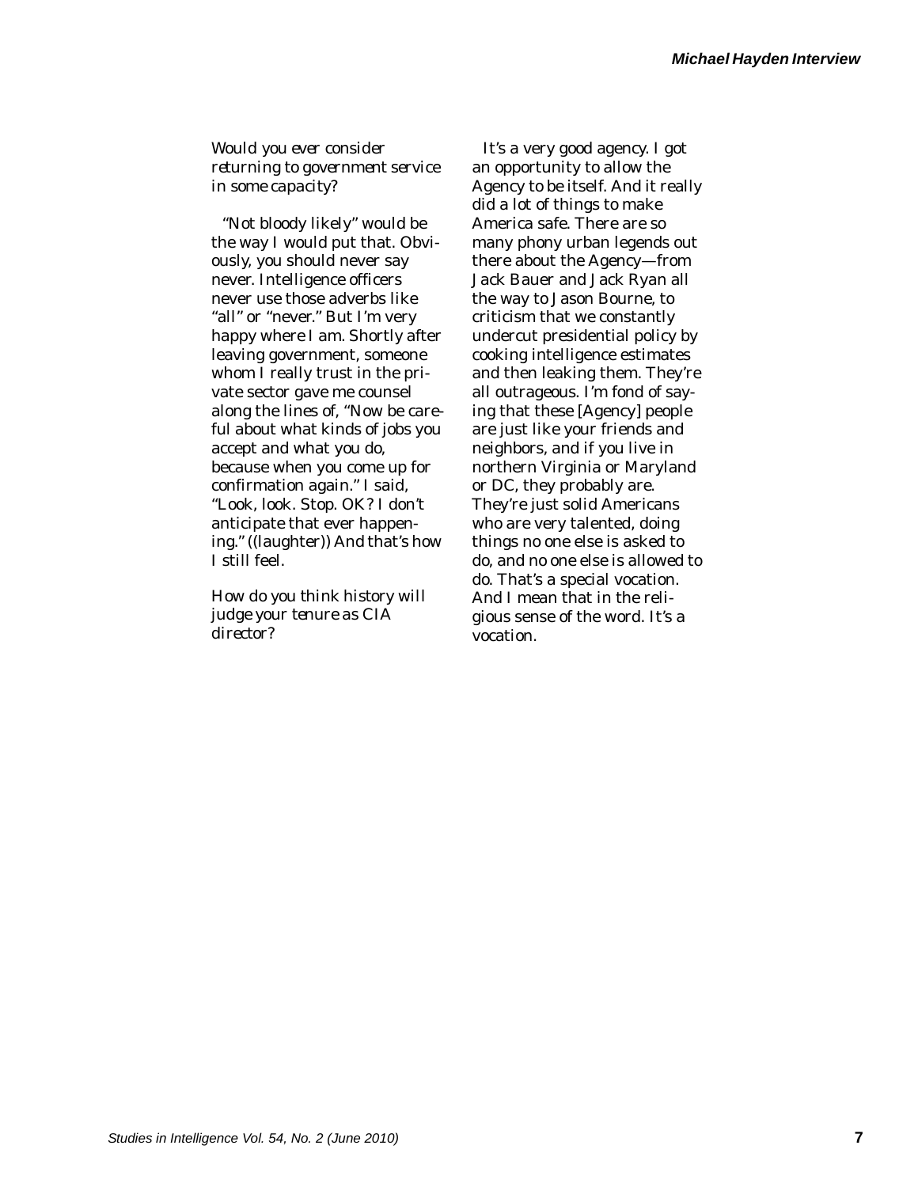*Would you ever consider returning to government service in some capacity?*

"Not bloody likely" would be the way I would put that. Obviously, you should never say never. Intelligence officers never use those adverbs like "all" or "never." But I'm very happy where I am. Shortly after leaving government, someone whom I really trust in the private sector gave me counsel along the lines of, "Now be careful about what kinds of jobs you accept and what you do, because when you come up for confirmation again." I said, "Look, look. Stop. OK? I don't anticipate that ever happening." ((laughter)) And that's how I still feel.

*How do you think history will judge your tenure as CIA director?*

It's a very good agency. I got an opportunity to allow the Agency to be itself. And it really did a lot of things to make America safe. There are so many phony urban legends out there about the Agency—from Jack Bauer and Jack Ryan all the way to Jason Bourne, to criticism that we constantly undercut presidential policy by cooking intelligence estimates and then leaking them. They're all outrageous. I'm fond of saying that these [Agency] people are just like your friends and neighbors, and if you live in northern Virginia or Maryland or DC, they probably are. They're just solid Americans who are very talented, doing things no one else is asked to do, and no one else is allowed to do. That's a special vocation. And I mean that in the religious sense of the word. It's a vocation.